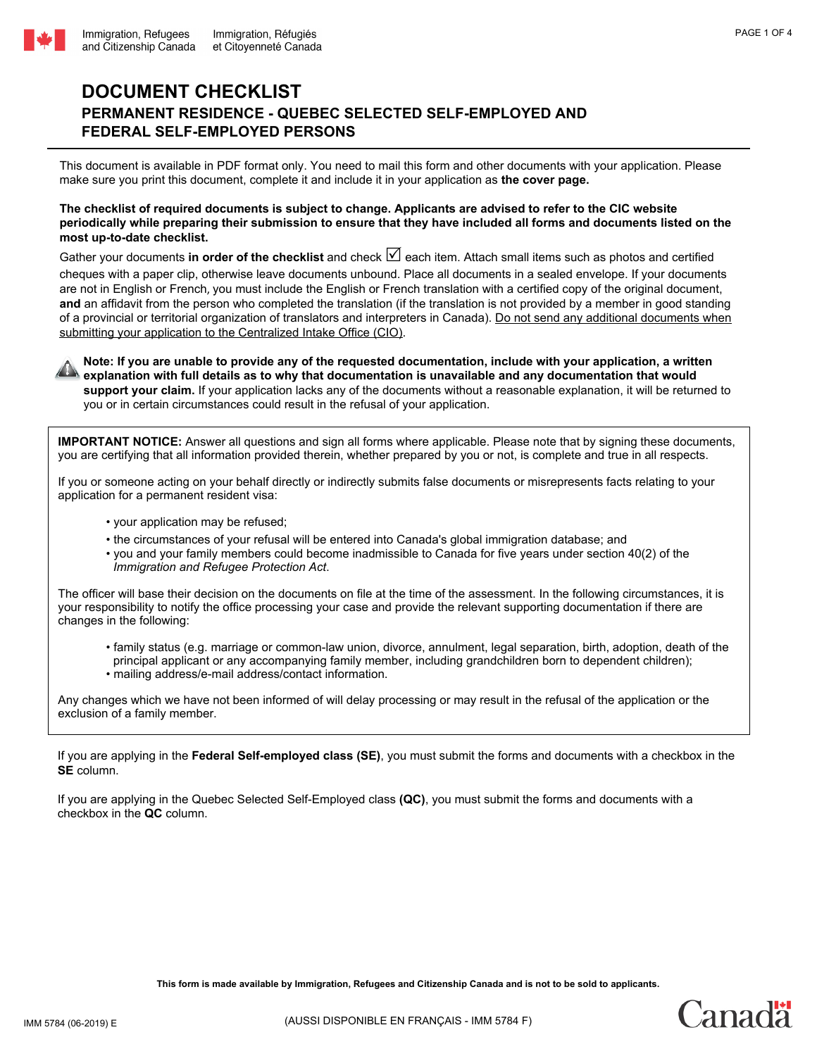# DOCUMENT CHECKLIST

## PERMANENT RESIDENCE - QUEBEC SELECTED SELF-EMPLOYED AND FEDERAL SELF-EMPLOYED PERSONS

This document is available in PDF format only. You need to mail this form and other documents with your application. Please make sure you print this document, complete it and include it in your application as **the cover page.**

**The checklist of required documents is subject to change. Applicants are advised to refer to the CIC website periodically while preparing their submission to ensure that they have included all forms and documents listed on the most up-to-date checklist.**

Gather your documents **in order of the checklist** and check ☑ each item. Attach small items such as photos and certified cheques with a paper clip, otherwise leave documents unbound. Place all documents in a sealed envelope. If your documents are not in English or French, you must include the English or French translation with a certified copy of the original document, **and** an affidavit from the person who completed the translation (if the translation is not provided by a member in good standing of a provincial or territorial organization of translators and interpreters in Canada). Do not send any additional documents when submitting your application to the Centralized Intake Office (CIO).

**Note: If you are unable to provide any of the requested documentation, include with your application, a written explanation with full details as to why that documentation is unavailable and any documentation that would support your claim.** If your application lacks any of the documents without a reasonable explanation, it will be returned to you or in certain circumstances could result in the refusal of your application.

**IMPORTANT NOTICE:** Answer all questions and sign all forms where applicable. Please note that by signing these documents, you are certifying that all information provided therein, whether prepared by you or not, is complete and true in all respects.

If you or someone acting on your behalf directly or indirectly submits false documents or misrepresents facts relating to your application for a permanent resident visa:

- your application may be refused;
- the circumstances of your refusal will be entered into Canada's global immigration database; and
- you and your family members could become inadmissible to Canada for five years under section 40(2) of the *Immigration and Refugee Protection Act*.

The officer will base their decision on the documents on file at the time of the assessment. In the following circumstances, it is your responsibility to notify the office processing your case and provide the relevant supporting documentation if there are changes in the following:

- family status (e.g. marriage or common-law union, divorce, annulment, legal separation, birth, adoption, death of the principal applicant or any accompanying family member, including grandchildren born to dependent children);
- mailing address/e-mail address/contact information.

Any changes which we have not been informed of will delay processing or may result in the refusal of the application or the exclusion of a family member.

If you are applying in the **Federal Self-employed class (SE)**, you must submit the forms and documents with a checkbox in the **SE** column.

If you are applying in the Quebec Selected Self-Employed class **(QC)**, you must submit the forms and documents with a checkbox in the **QC** column.

**This form is made available by Immigration, Refugees and Citizenship Canada and is not to be sold to applicants.**

IMM 5784 (06-2019) E

(AUSSI DISPONIBLE EN FRANÇAIS - IMM 5784 F)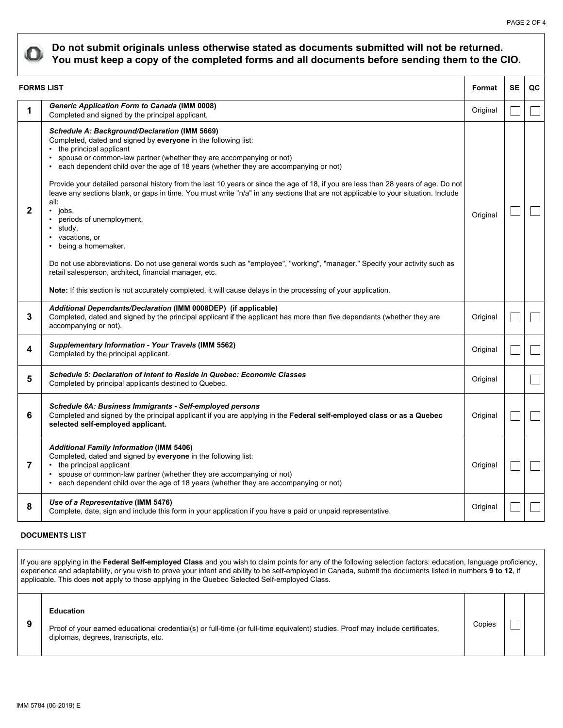**Do not submit originals unless otherwise stated as documents submitted will not be returned. You must keep a copy of the completed forms and all documents before sending them to the CIO.**

| FORMS LIST | | Format | SE | QC |
|---|---|---|---|---|
| 1 | ***Generic Application Form to Canada* (IMM 0008)**<br>Completed and signed by the principal applicant. | Original | ☐ | ☐ |
| 2 | ***Schedule A: Background/Declaration* (IMM 5669)**<br>Completed, dated and signed by **everyone** in the following list:<br>• the principal applicant<br>• spouse or common-law partner (whether they are accompanying or not)<br>• each dependent child over the age of 18 years (whether they are accompanying or not)<br><br>Provide your detailed personal history from the last 10 years or since the age of 18, if you are less than 28 years of age. Do not leave any sections blank, or gaps in time. You must write "n/a" in any sections that are not applicable to your situation. Include all:<br>• jobs,<br>• periods of unemployment,<br>• study,<br>• vacations, or<br>• being a homemaker.<br><br>Do not use abbreviations. Do not use general words such as "employee", "working", "manager." Specify your activity such as retail salesperson, architect, financial manager, etc.<br><br>**Note:** If this section is not accurately completed, it will cause delays in the processing of your application. | Original | ☐ | ☐ |
| 3 | ***Additional Dependants/Declaration* (IMM 0008DEP) (if applicable)**<br>Completed, dated and signed by the principal applicant if the applicant has more than five dependants (whether they are accompanying or not). | Original | ☐ | ☐ |
| 4 | ***Supplementary Information - Your Travels* (IMM 5562)**<br>Completed by the principal applicant. | Original | ☐ | ☐ |
| 5 | ***Schedule 5: Declaration of Intent to Reside in Quebec: Economic Classes***<br>Completed by principal applicants destined to Quebec. | Original | | ☐ |
| 6 | ***Schedule 6A: Business Immigrants - Self-employed persons***<br>Completed and signed by the principal applicant if you are applying in the **Federal self-employed class or as a Quebec selected self-employed applicant.** | Original | ☐ | ☐ |
| 7 | ***Additional Family Information* (IMM 5406)**<br>Completed, dated and signed by **everyone** in the following list:<br>• the principal applicant<br>• spouse or common-law partner (whether they are accompanying or not)<br>• each dependent child over the age of 18 years (whether they are accompanying or not) | Original | ☐ | ☐ |
| 8 | ***Use of a Representative* (IMM 5476)**<br>Complete, date, sign and include this form in your application if you have a paid or unpaid representative. | Original | ☐ | ☐ |

**DOCUMENTS LIST**

If you are applying in the **Federal Self-employed Class** and you wish to claim points for any of the following selection factors: education, language proficiency, experience and adaptability, or you wish to prove your intent and ability to be self-employed in Canada, submit the documents listed in numbers **9 to 12**, if applicable. This does **not** apply to those applying in the Quebec Selected Self-employed Class.

| | | Format | SE | QC |
|---|---|---|---|---|
| 9 | **Education**<br><br>Proof of your earned educational credential(s) or full-time (or full-time equivalent) studies. Proof may include certificates, diplomas, degrees, transcripts, etc. | Copies | ☐ | |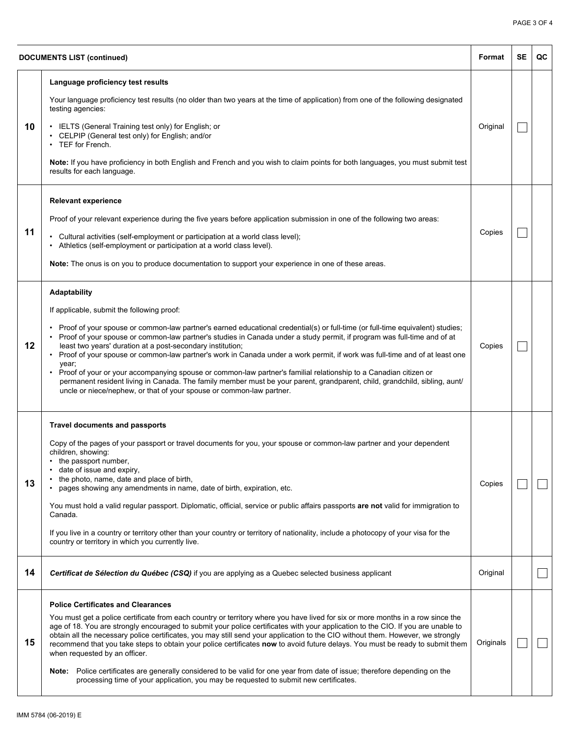| | DOCUMENTS LIST (continued) | Format | SE | QC |
|---|---|---|---|---|
| 10 | **Language proficiency test results**<br><br>Your language proficiency test results (no older than two years at the time of application) from one of the following designated testing agencies:<br><br>• IELTS (General Training test only) for English; or<br>• CELPIP (General test only) for English; and/or<br>• TEF for French.<br><br>**Note:** If you have proficiency in both English and French and you wish to claim points for both languages, you must submit test results for each language. | Original | ☐ | |
| 11 | **Relevant experience**<br><br>Proof of your relevant experience during the five years before application submission in one of the following two areas:<br><br>• Cultural activities (self-employment or participation at a world class level);<br>• Athletics (self-employment or participation at a world class level).<br><br>**Note:** The onus is on you to produce documentation to support your experience in one of these areas. | Copies | ☐ | |
| 12 | **Adaptability**<br><br>If applicable, submit the following proof:<br><br>• Proof of your spouse or common-law partner's earned educational credential(s) or full-time (or full-time equivalent) studies;<br>• Proof of your spouse or common-law partner's studies in Canada under a study permit, if program was full-time and of at least two years' duration at a post-secondary institution;<br>• Proof of your spouse or common-law partner's work in Canada under a work permit, if work was full-time and of at least one year;<br>• Proof of your or your accompanying spouse or common-law partner's familial relationship to a Canadian citizen or permanent resident living in Canada. The family member must be your parent, grandparent, child, grandchild, sibling, aunt/uncle or niece/nephew, or that of your spouse or common-law partner. | Copies | ☐ | |
| 13 | **Travel documents and passports**<br><br>Copy of the pages of your passport or travel documents for you, your spouse or common-law partner and your dependent children, showing:<br>• the passport number,<br>• date of issue and expiry,<br>• the photo, name, date and place of birth,<br>• pages showing any amendments in name, date of birth, expiration, etc.<br><br>You must hold a valid regular passport. Diplomatic, official, service or public affairs passports **are not** valid for immigration to Canada.<br><br>If you live in a country or territory other than your country or territory of nationality, include a photocopy of your visa for the country or territory in which you currently live. | Copies | ☐ | ☐ |
| 14 | ***Certificat de Sélection du Québec (CSQ)*** if you are applying as a Quebec selected business applicant | Original | | ☐ |
| 15 | **Police Certificates and Clearances**<br><br>You must get a police certificate from each country or territory where you have lived for six or more months in a row since the age of 18. You are strongly encouraged to submit your police certificates with your application to the CIO. If you are unable to obtain all the necessary police certificates, you may still send your application to the CIO without them. However, we strongly recommend that you take steps to obtain your police certificates **now** to avoid future delays. You must be ready to submit them when requested by an officer.<br><br>**Note:** Police certificates are generally considered to be valid for one year from date of issue; therefore depending on the processing time of your application, you may be requested to submit new certificates. | Originals | ☐ | ☐ |

IMM 5784 (06-2019) E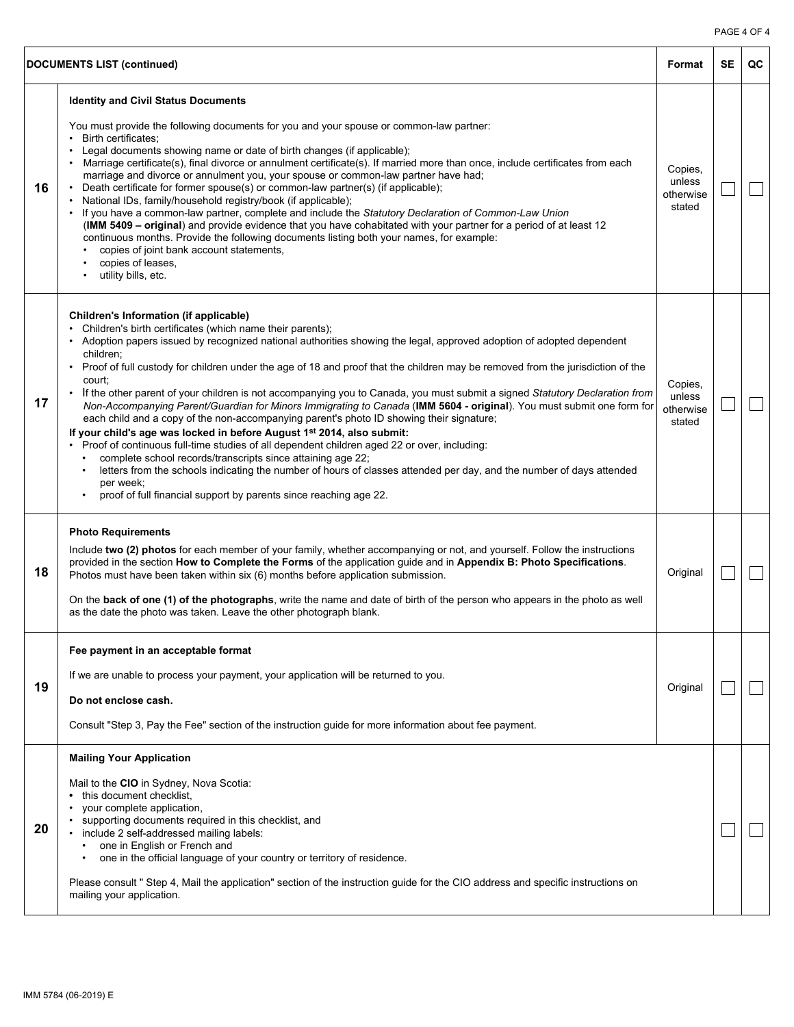| | DOCUMENTS LIST (continued) | Format | SE | QC |
|---|---|---|---|---|
| 16 | **Identity and Civil Status Documents**<br><br>You must provide the following documents for you and your spouse or common-law partner:<br>• Birth certificates;<br>• Legal documents showing name or date of birth changes (if applicable);<br>• Marriage certificate(s), final divorce or annulment certificate(s). If married more than once, include certificates from each marriage and divorce or annulment you, your spouse or common-law partner have had;<br>• Death certificate for former spouse(s) or common-law partner(s) (if applicable);<br>• National IDs, family/household registry/book (if applicable);<br>• If you have a common-law partner, complete and include the *Statutory Declaration of Common-Law Union* (**IMM 5409 – original**) and provide evidence that you have cohabitated with your partner for a period of at least 12 continuous months. Provide the following documents listing both your names, for example:<br>• copies of joint bank account statements,<br>• copies of leases,<br>• utility bills, etc. | Copies, unless otherwise stated | ☐ | ☐ |
| 17 | **Children's Information (if applicable)**<br>• Children's birth certificates (which name their parents);<br>• Adoption papers issued by recognized national authorities showing the legal, approved adoption of adopted dependent children;<br>• Proof of full custody for children under the age of 18 and proof that the children may be removed from the jurisdiction of the court;<br>• If the other parent of your children is not accompanying you to Canada, you must submit a signed *Statutory Declaration from Non-Accompanying Parent/Guardian for Minors Immigrating to Canada* (**IMM 5604 - original**). You must submit one form for each child and a copy of the non-accompanying parent's photo ID showing their signature;<br>**If your child's age was locked in before August 1st 2014, also submit:**<br>• Proof of continuous full-time studies of all dependent children aged 22 or over, including:<br>• complete school records/transcripts since attaining age 22;<br>• letters from the schools indicating the number of hours of classes attended per day, and the number of days attended per week;<br>• proof of full financial support by parents since reaching age 22. | Copies, unless otherwise stated | ☐ | ☐ |
| 18 | **Photo Requirements**<br><br>Include **two (2) photos** for each member of your family, whether accompanying or not, and yourself. Follow the instructions provided in the section **How to Complete the Forms** of the application guide and in **Appendix B: Photo Specifications**. Photos must have been taken within six (6) months before application submission.<br><br>On the **back of one (1) of the photographs**, write the name and date of birth of the person who appears in the photo as well as the date the photo was taken. Leave the other photograph blank. | Original | ☐ | ☐ |
| 19 | **Fee payment in an acceptable format**<br><br>If we are unable to process your payment, your application will be returned to you.<br><br>**Do not enclose cash.**<br><br>Consult "Step 3, Pay the Fee" section of the instruction guide for more information about fee payment. | Original | ☐ | ☐ |
| 20 | **Mailing Your Application**<br><br>Mail to the **CIO** in Sydney, Nova Scotia:<br>• this document checklist,<br>• your complete application,<br>• supporting documents required in this checklist, and<br>• include 2 self-addressed mailing labels:<br>• one in English or French and<br>• one in the official language of your country or territory of residence.<br><br>Please consult " Step 4, Mail the application" section of the instruction guide for the CIO address and specific instructions on mailing your application. | | ☐ | ☐ |

IMM 5784 (06-2019) E